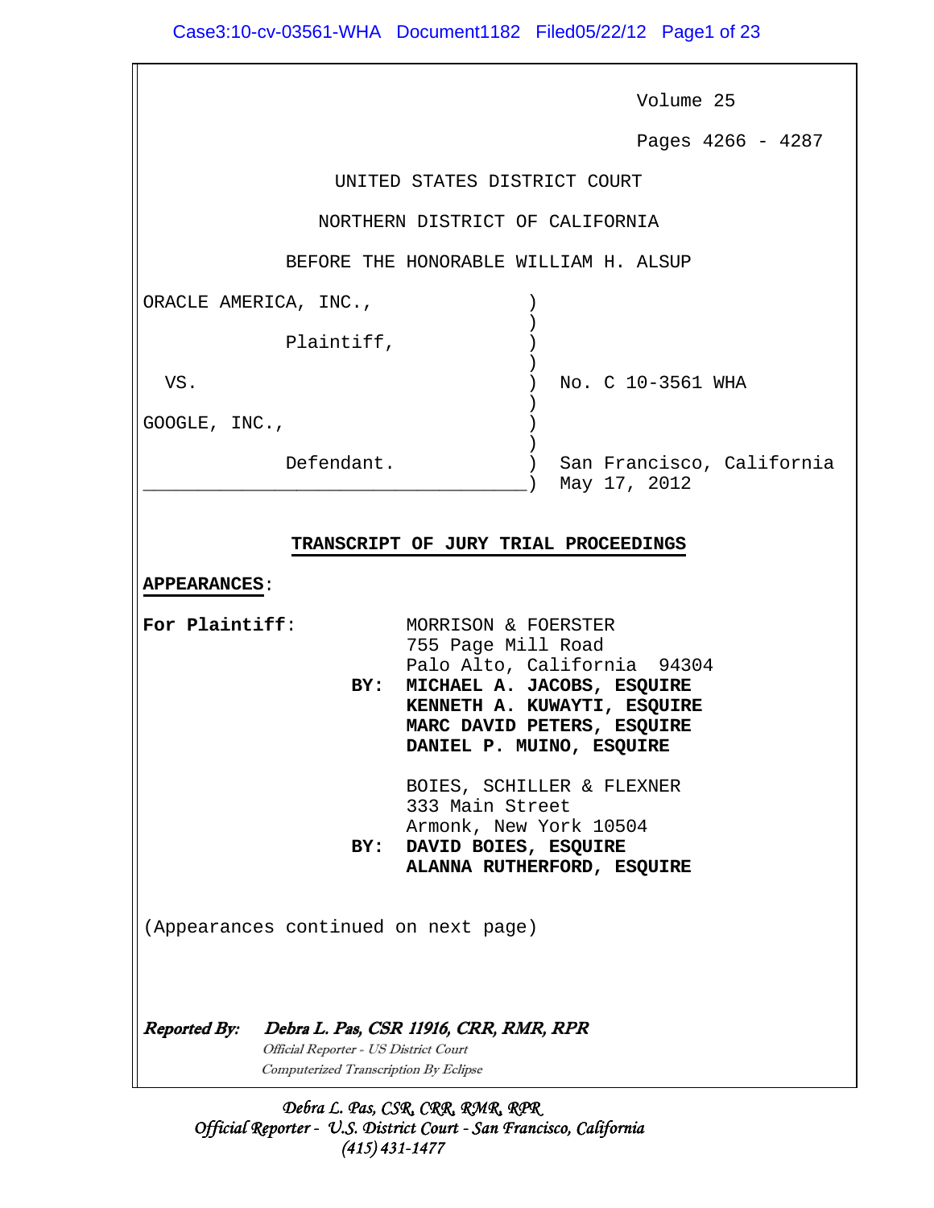Volume 25

Pages 4266 - 4287

UNITED STATES DISTRICT COURT

NORTHERN DISTRICT OF CALIFORNIA

BEFORE THE HONORABLE WILLIAM H. ALSUP

ORACLE AMERICA, INC.,

Plaintiff,

VS.

GOOGLE, INC.,

Defendant.

No. C 10-3561 WHA

San Francisco, California
May 17, 2012

**TRANSCRIPT OF JURY TRIAL PROCEEDINGS**

**APPEARANCES**:

**For Plaintiff**:

MORRISON & FOERSTER
755 Page Mill Road
Palo Alto, California 94304
**BY: MICHAEL A. JACOBS, ESQUIRE**
**KENNETH A. KUWAYTI, ESQUIRE**
**MARC DAVID PETERS, ESQUIRE**
**DANIEL P. MUINO, ESQUIRE**

BOIES, SCHILLER & FLEXNER
333 Main Street
Armonk, New York 10504
**BY: DAVID BOIES, ESQUIRE**
**ALANNA RUTHERFORD, ESQUIRE**

(Appearances continued on next page)

***Reported By:*** ***Debra L. Pas, CSR 11916, CRR, RMR, RPR***
*Official Reporter - US District Court*
*Computerized Transcription By Eclipse*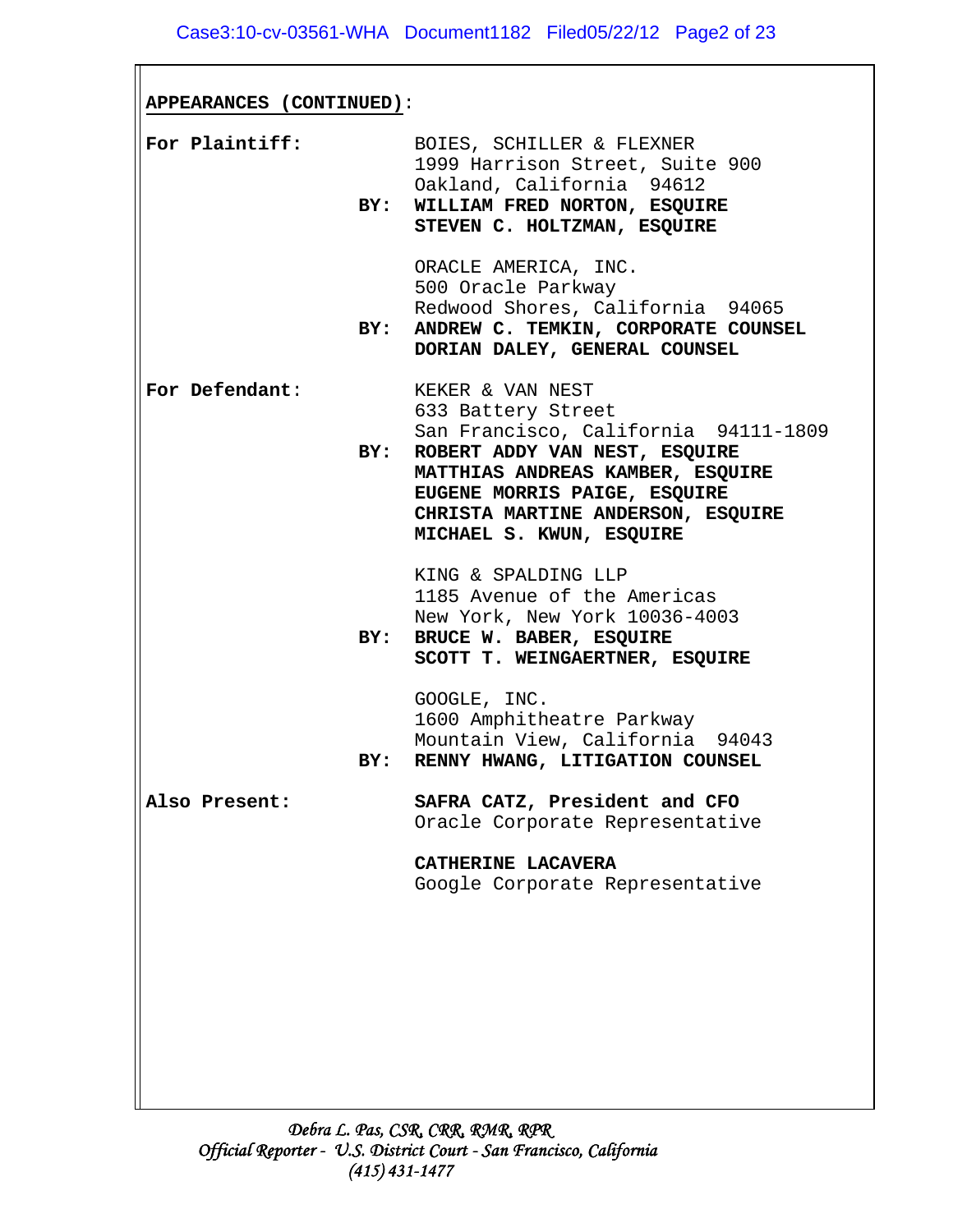**APPEARANCES (CONTINUED)**:

**For Plaintiff:**

BOIES, SCHILLER & FLEXNER
1999 Harrison Street, Suite 900
Oakland, California 94612
**BY: WILLIAM FRED NORTON, ESQUIRE**
**STEVEN C. HOLTZMAN, ESQUIRE**

ORACLE AMERICA, INC.
500 Oracle Parkway
Redwood Shores, California 94065
**BY: ANDREW C. TEMKIN, CORPORATE COUNSEL**
**DORIAN DALEY, GENERAL COUNSEL**

**For Defendant:**

KEKER & VAN NEST
633 Battery Street
San Francisco, California 94111-1809
**BY: ROBERT ADDY VAN NEST, ESQUIRE**
**MATTHIAS ANDREAS KAMBER, ESQUIRE**
**EUGENE MORRIS PAIGE, ESQUIRE**
**CHRISTA MARTINE ANDERSON, ESQUIRE**
**MICHAEL S. KWUN, ESQUIRE**

KING & SPALDING LLP
1185 Avenue of the Americas
New York, New York 10036-4003
**BY: BRUCE W. BABER, ESQUIRE**
**SCOTT T. WEINGAERTNER, ESQUIRE**

GOOGLE, INC.
1600 Amphitheatre Parkway
Mountain View, California 94043
**BY: RENNY HWANG, LITIGATION COUNSEL**

**Also Present:**

**SAFRA CATZ, President and CFO**
Oracle Corporate Representative

**CATHERINE LACAVERA**
Google Corporate Representative

*Debra L. Pas, CSR, CRR, RMR, RPR*
*Official Reporter - U.S. District Court - San Francisco, California*
*(415) 431-1477*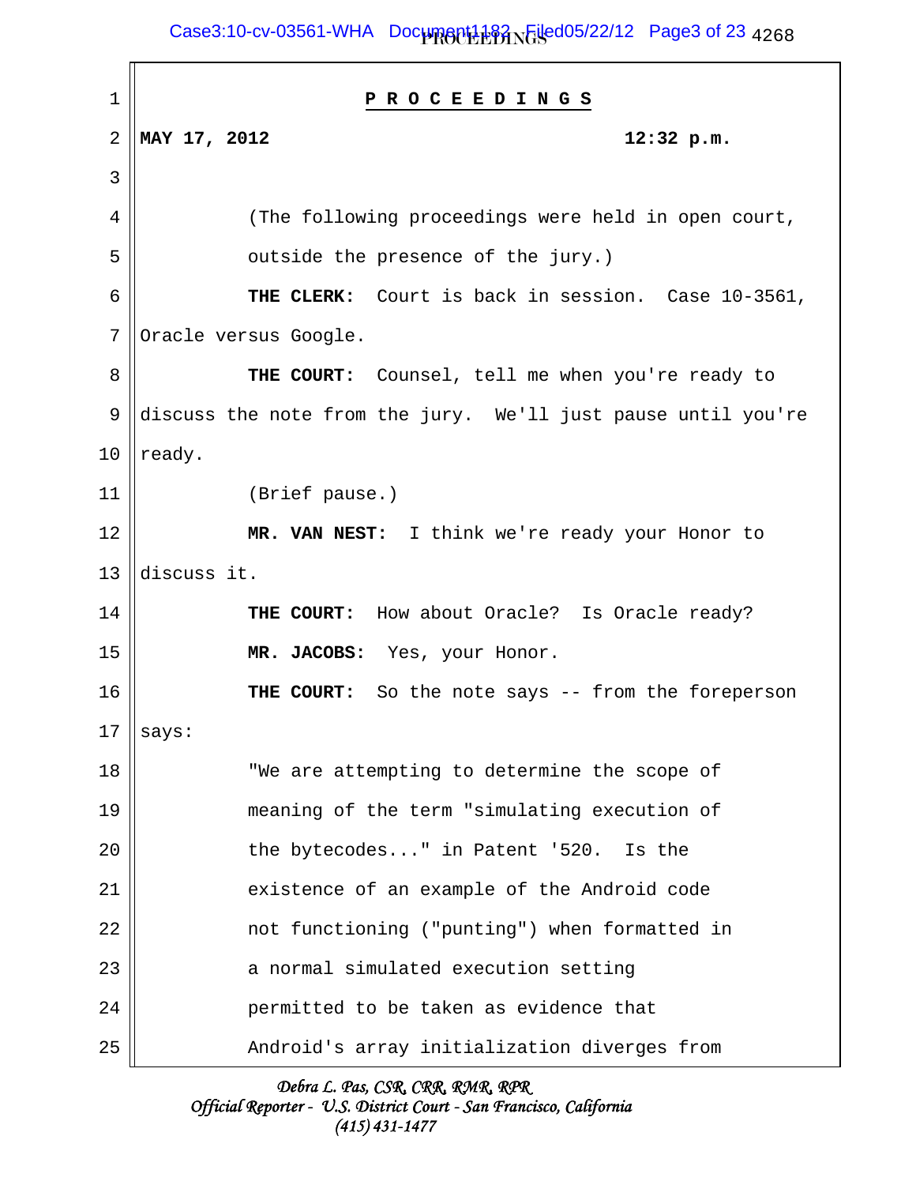# P R O C E E D I N G S

**MAY 17, 2012** **12:32 p.m.**

(The following proceedings were held in open court, outside the presence of the jury.)

**THE CLERK:** Court is back in session. Case 10-3561, Oracle versus Google.

**THE COURT:** Counsel, tell me when you're ready to discuss the note from the jury. We'll just pause until you're ready.

(Brief pause.)

**MR. VAN NEST:** I think we're ready your Honor to discuss it.

**THE COURT:** How about Oracle? Is Oracle ready?

**MR. JACOBS:** Yes, your Honor.

**THE COURT:** So the note says -- from the foreperson says:

"We are attempting to determine the scope of meaning of the term "simulating execution of the bytecodes..." in Patent '520. Is the existence of an example of the Android code not functioning ("punting") when formatted in a normal simulated execution setting permitted to be taken as evidence that Android's array initialization diverges from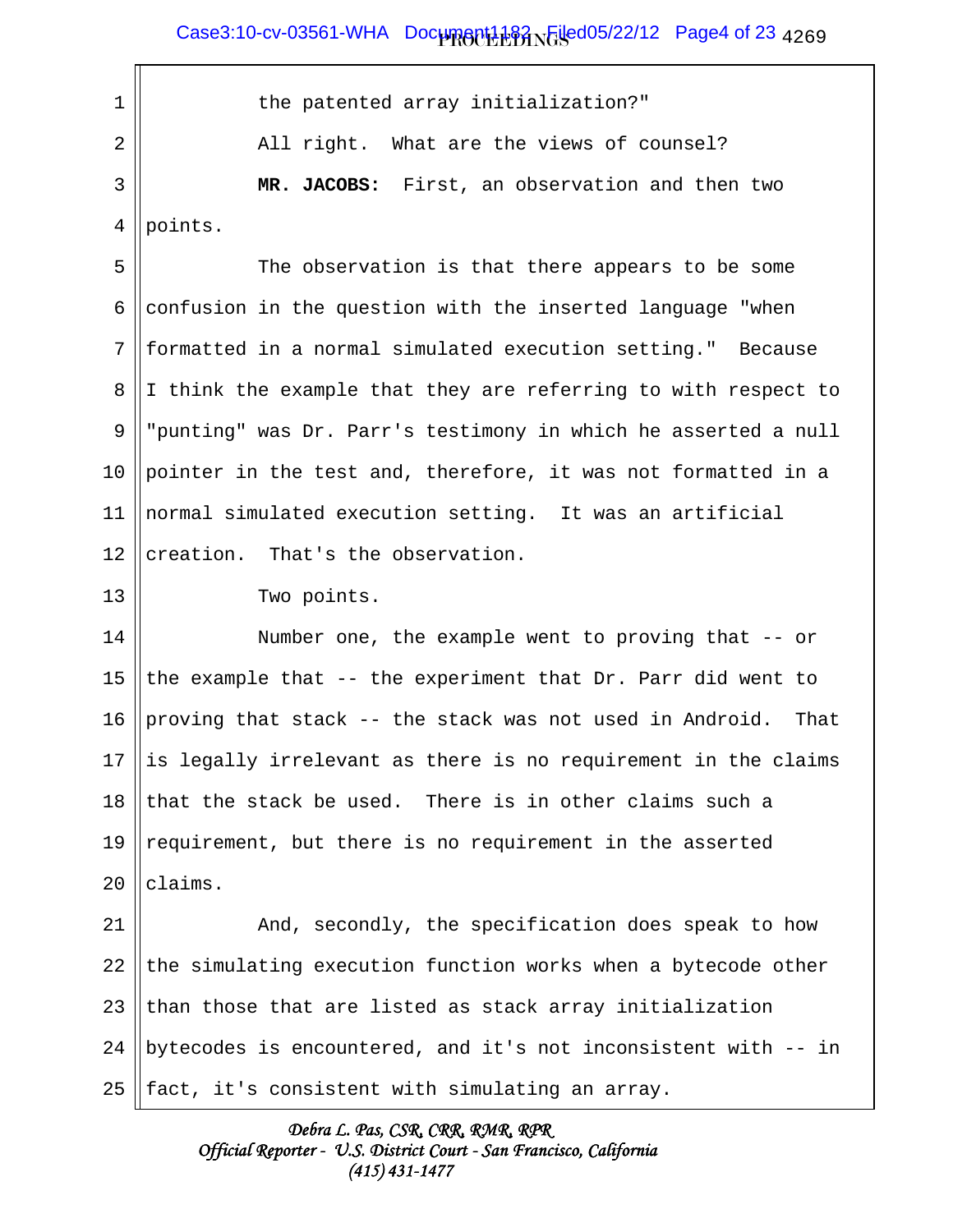the patented array initialization?"

All right. What are the views of counsel?

**MR. JACOBS:** First, an observation and then two points.

The observation is that there appears to be some confusion in the question with the inserted language "when formatted in a normal simulated execution setting." Because I think the example that they are referring to with respect to "punting" was Dr. Parr's testimony in which he asserted a null pointer in the test and, therefore, it was not formatted in a normal simulated execution setting. It was an artificial creation. That's the observation.

Two points.

Number one, the example went to proving that -- or the example that -- the experiment that Dr. Parr did went to proving that stack -- the stack was not used in Android. That is legally irrelevant as there is no requirement in the claims that the stack be used. There is in other claims such a requirement, but there is no requirement in the asserted claims.

And, secondly, the specification does speak to how the simulating execution function works when a bytecode other than those that are listed as stack array initialization bytecodes is encountered, and it's not inconsistent with -- in fact, it's consistent with simulating an array.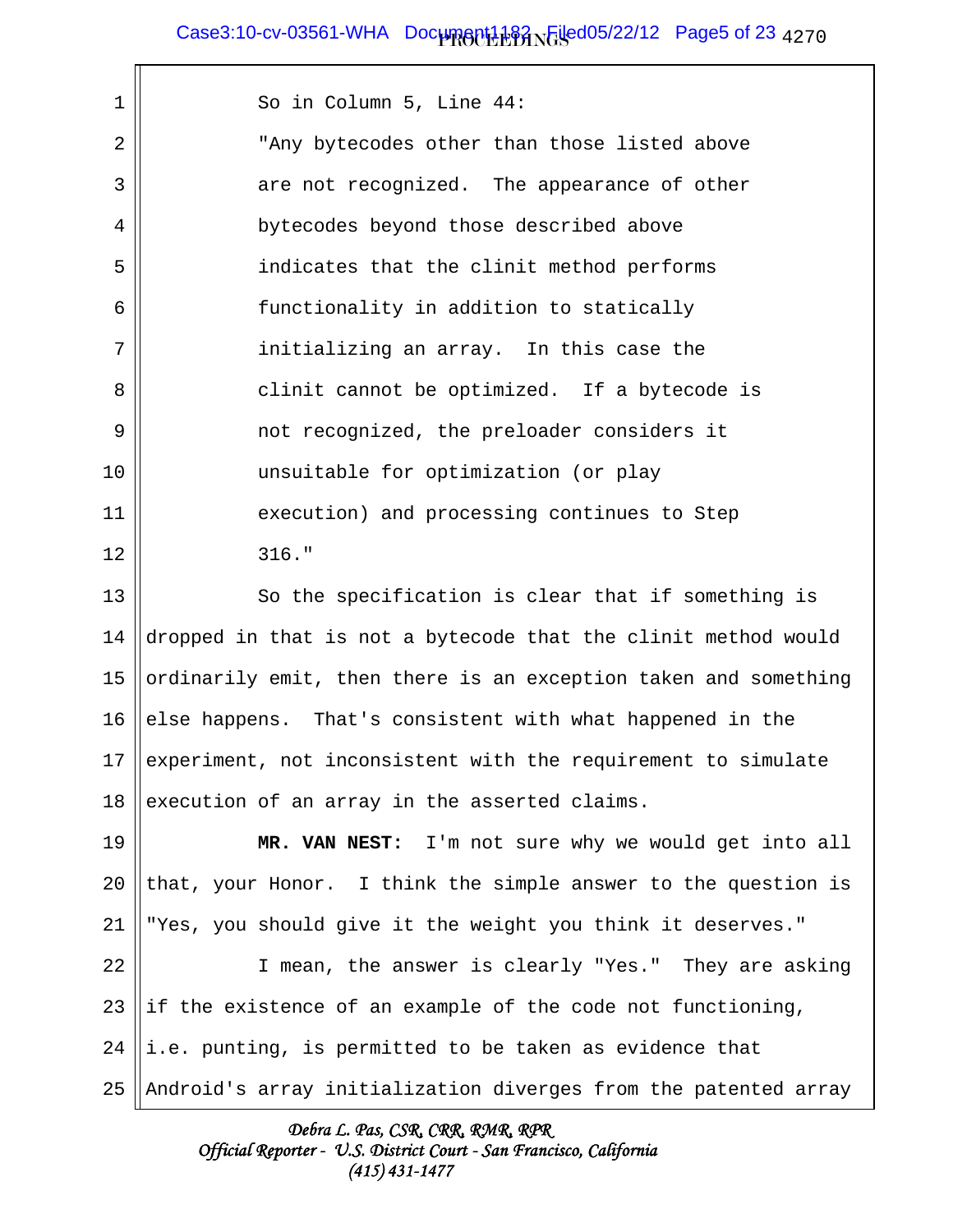So in Column 5, Line 44:

"Any bytecodes other than those listed above are not recognized. The appearance of other bytecodes beyond those described above indicates that the clinit method performs functionality in addition to statically initializing an array. In this case the clinit cannot be optimized. If a bytecode is not recognized, the preloader considers it unsuitable for optimization (or play execution) and processing continues to Step 316."

So the specification is clear that if something is dropped in that is not a bytecode that the clinit method would ordinarily emit, then there is an exception taken and something else happens. That's consistent with what happened in the experiment, not inconsistent with the requirement to simulate execution of an array in the asserted claims.

**MR. VAN NEST:** I'm not sure why we would get into all that, your Honor. I think the simple answer to the question is "Yes, you should give it the weight you think it deserves."

I mean, the answer is clearly "Yes." They are asking if the existence of an example of the code not functioning, i.e. punting, is permitted to be taken as evidence that Android's array initialization diverges from the patented array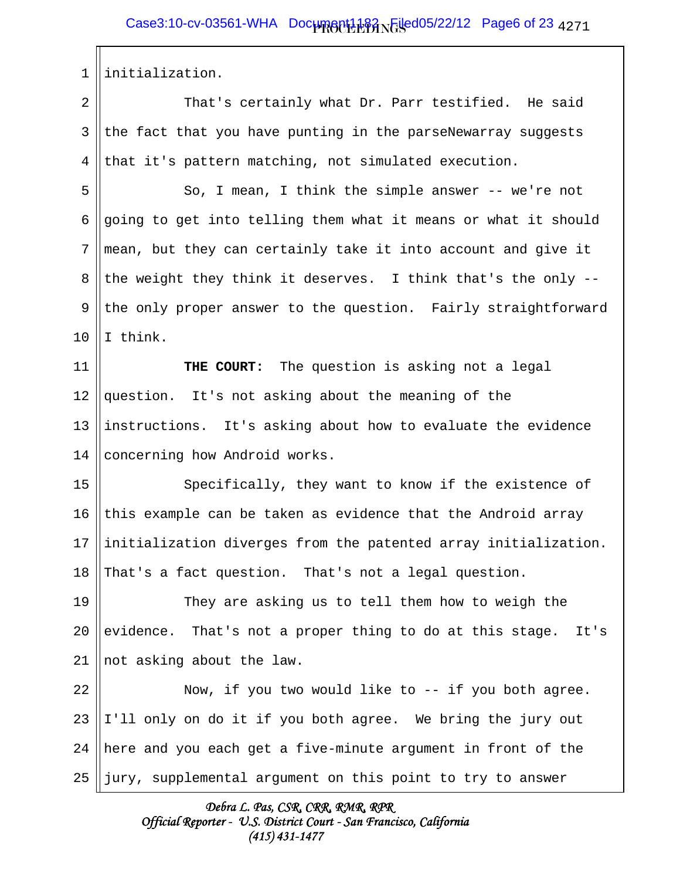initialization.

That's certainly what Dr. Parr testified. He said the fact that you have punting in the parseNewarray suggests that it's pattern matching, not simulated execution.

So, I mean, I think the simple answer -- we're not going to get into telling them what it means or what it should mean, but they can certainly take it into account and give it the weight they think it deserves. I think that's the only -- the only proper answer to the question. Fairly straightforward I think.

**THE COURT:** The question is asking not a legal question. It's not asking about the meaning of the instructions. It's asking about how to evaluate the evidence concerning how Android works.

Specifically, they want to know if the existence of this example can be taken as evidence that the Android array initialization diverges from the patented array initialization. That's a fact question. That's not a legal question.

They are asking us to tell them how to weigh the evidence. That's not a proper thing to do at this stage. It's not asking about the law.

Now, if you two would like to -- if you both agree. I'll only on do it if you both agree. We bring the jury out here and you each get a five-minute argument in front of the jury, supplemental argument on this point to try to answer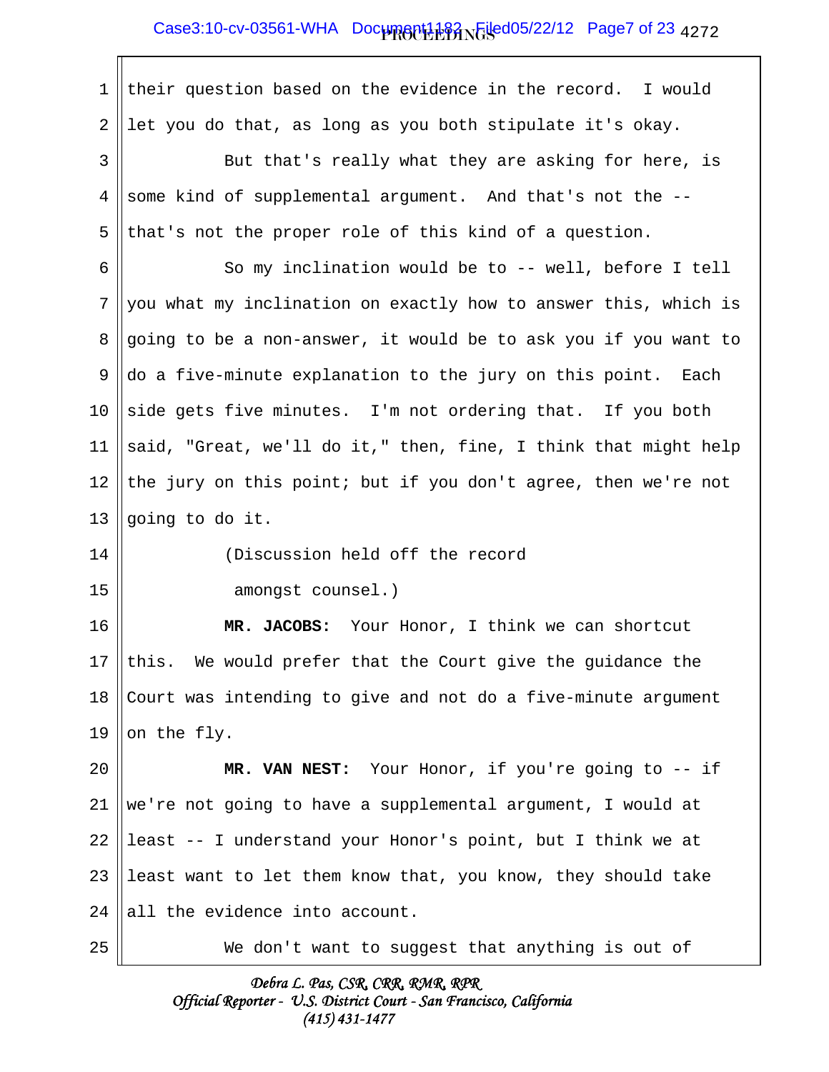their question based on the evidence in the record. I would let you do that, as long as you both stipulate it's okay.

But that's really what they are asking for here, is some kind of supplemental argument. And that's not the -- that's not the proper role of this kind of a question.

So my inclination would be to -- well, before I tell you what my inclination on exactly how to answer this, which is going to be a non-answer, it would be to ask you if you want to do a five-minute explanation to the jury on this point. Each side gets five minutes. I'm not ordering that. If you both said, "Great, we'll do it," then, fine, I think that might help the jury on this point; but if you don't agree, then we're not going to do it.

(Discussion held off the record amongst counsel.)

**MR. JACOBS:** Your Honor, I think we can shortcut this. We would prefer that the Court give the guidance the Court was intending to give and not do a five-minute argument on the fly.

**MR. VAN NEST:** Your Honor, if you're going to -- if we're not going to have a supplemental argument, I would at least -- I understand your Honor's point, but I think we at least want to let them know that, you know, they should take all the evidence into account.

We don't want to suggest that anything is out of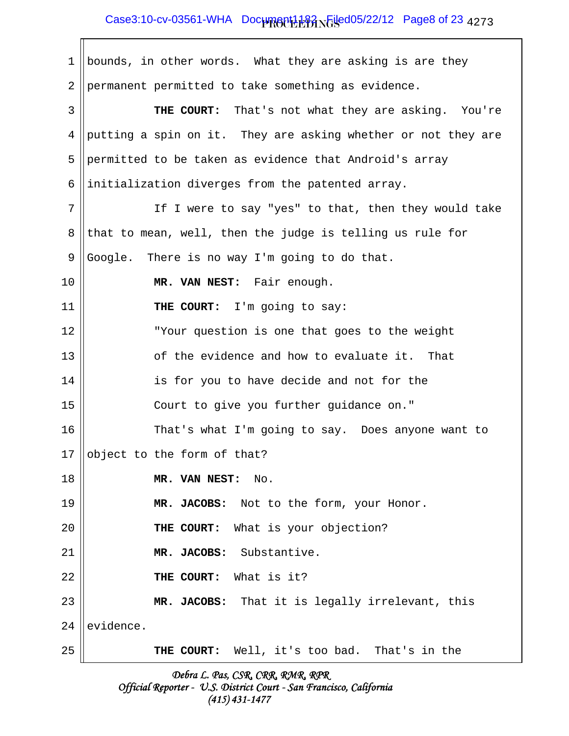bounds, in other words. What they are asking is are they permanent permitted to take something as evidence.

**THE COURT:** That's not what they are asking. You're putting a spin on it. They are asking whether or not they are permitted to be taken as evidence that Android's array initialization diverges from the patented array.

If I were to say "yes" to that, then they would take that to mean, well, then the judge is telling us rule for Google. There is no way I'm going to do that.

**MR. VAN NEST:** Fair enough.

**THE COURT:** I'm going to say:

"Your question is one that goes to the weight of the evidence and how to evaluate it. That is for you to have decide and not for the Court to give you further guidance on."

That's what I'm going to say. Does anyone want to object to the form of that?

**MR. VAN NEST:** No.

**MR. JACOBS:** Not to the form, your Honor.

**THE COURT:** What is your objection?

**MR. JACOBS:** Substantive.

**THE COURT:** What is it?

**MR. JACOBS:** That it is legally irrelevant, this evidence.

**THE COURT:** Well, it's too bad. That's in the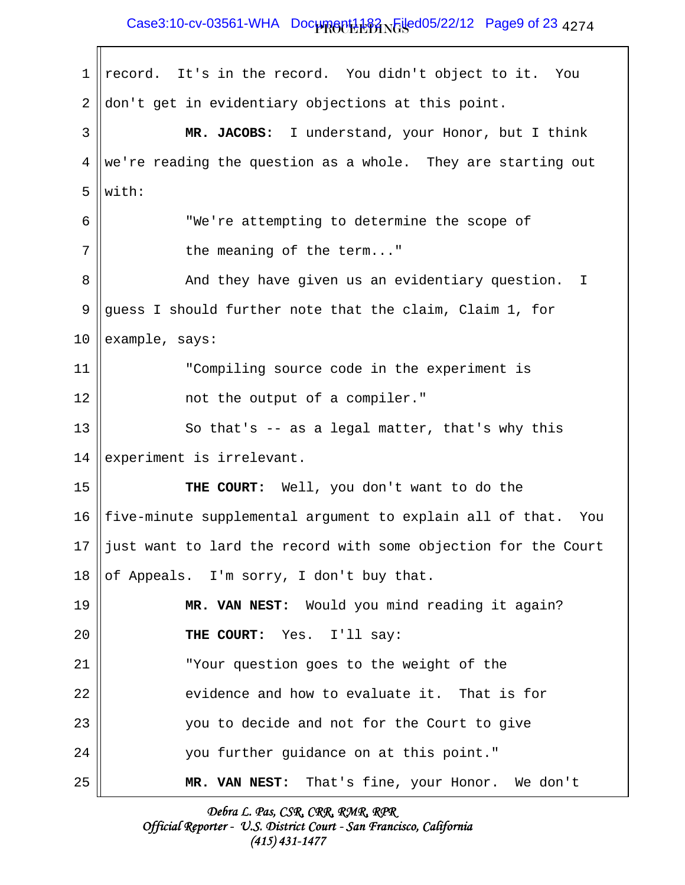record. It's in the record. You didn't object to it. You don't get in evidentiary objections at this point.

**MR. JACOBS:** I understand, your Honor, but I think we're reading the question as a whole. They are starting out with:

"We're attempting to determine the scope of the meaning of the term..."

And they have given us an evidentiary question. I guess I should further note that the claim, Claim 1, for example, says:

"Compiling source code in the experiment is not the output of a compiler."

So that's -- as a legal matter, that's why this experiment is irrelevant.

**THE COURT:** Well, you don't want to do the five-minute supplemental argument to explain all of that. You just want to lard the record with some objection for the Court of Appeals. I'm sorry, I don't buy that.

**MR. VAN NEST:** Would you mind reading it again?

**THE COURT:** Yes. I'll say:

"Your question goes to the weight of the evidence and how to evaluate it. That is for you to decide and not for the Court to give you further guidance on at this point."

**MR. VAN NEST:** That's fine, your Honor. We don't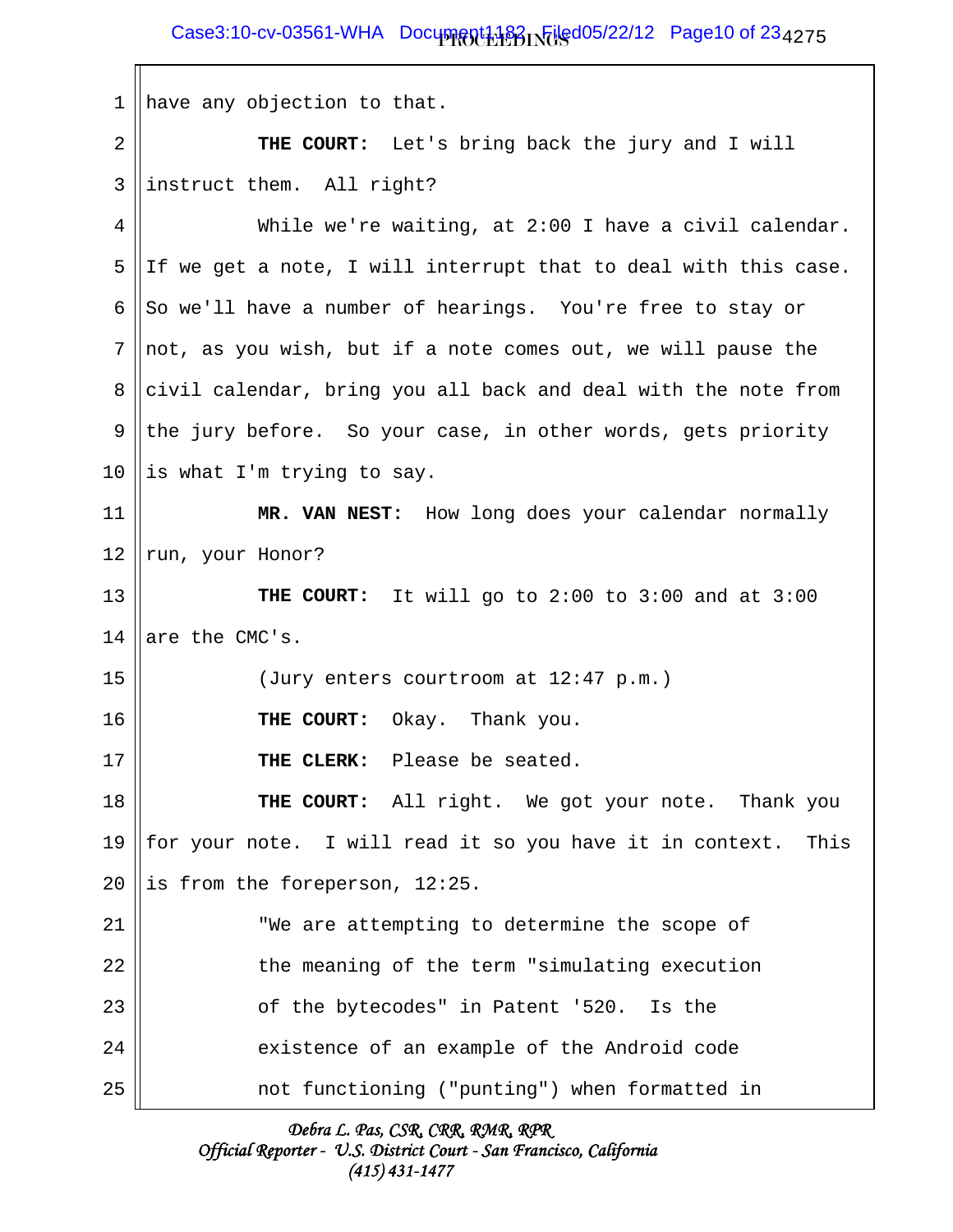have any objection to that.

**THE COURT:** Let's bring back the jury and I will instruct them. All right?

While we're waiting, at 2:00 I have a civil calendar. If we get a note, I will interrupt that to deal with this case. So we'll have a number of hearings. You're free to stay or not, as you wish, but if a note comes out, we will pause the civil calendar, bring you all back and deal with the note from the jury before. So your case, in other words, gets priority is what I'm trying to say.

**MR. VAN NEST:** How long does your calendar normally run, your Honor?

**THE COURT:** It will go to 2:00 to 3:00 and at 3:00 are the CMC's.

(Jury enters courtroom at 12:47 p.m.)

**THE COURT:** Okay. Thank you.

**THE CLERK:** Please be seated.

**THE COURT:** All right. We got your note. Thank you for your note. I will read it so you have it in context. This is from the foreperson, 12:25.

"We are attempting to determine the scope of the meaning of the term "simulating execution of the bytecodes" in Patent '520. Is the existence of an example of the Android code not functioning ("punting") when formatted in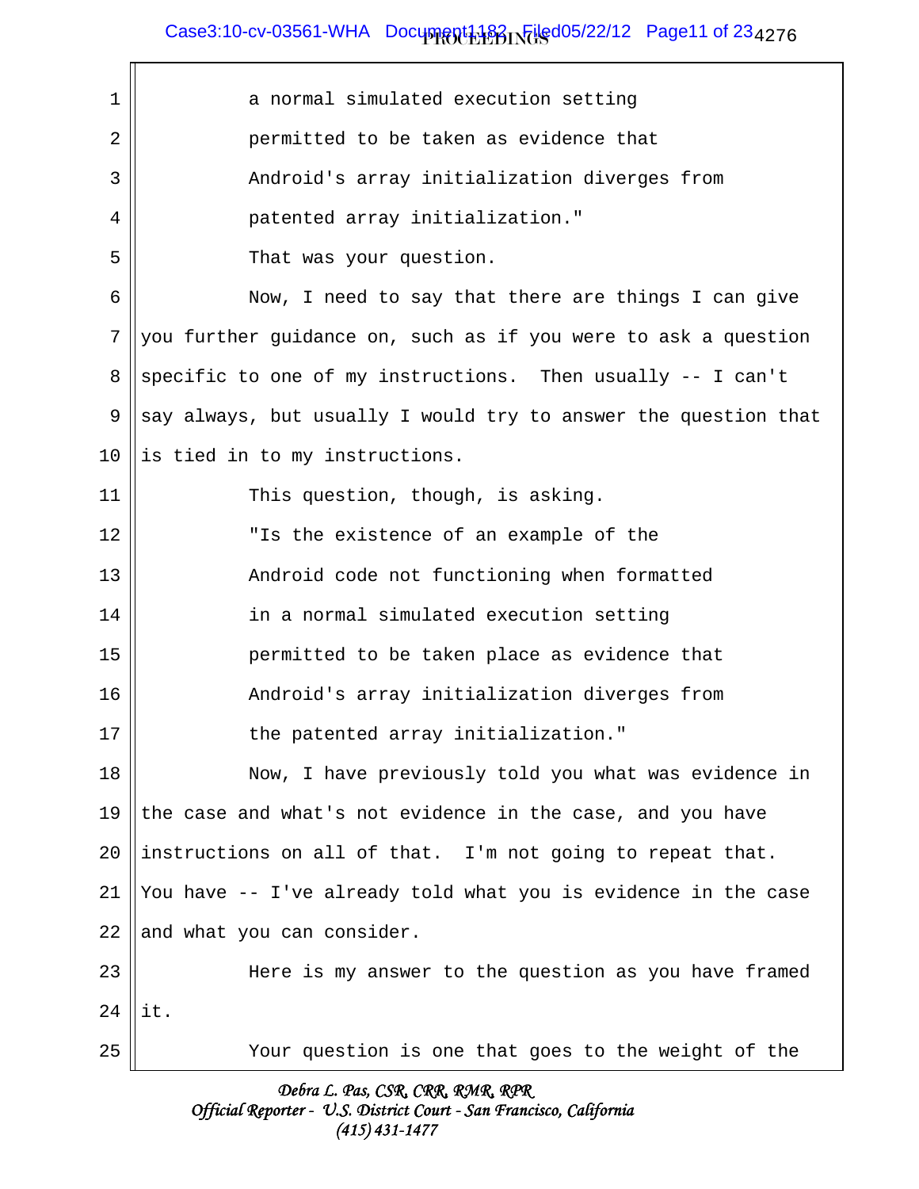a normal simulated execution setting
permitted to be taken as evidence that
Android's array initialization diverges from
patented array initialization."

That was your question.

Now, I need to say that there are things I can give you further guidance on, such as if you were to ask a question specific to one of my instructions. Then usually -- I can't say always, but usually I would try to answer the question that is tied in to my instructions.

This question, though, is asking.

"Is the existence of an example of the
Android code not functioning when formatted
in a normal simulated execution setting
permitted to be taken place as evidence that
Android's array initialization diverges from
the patented array initialization."

Now, I have previously told you what was evidence in the case and what's not evidence in the case, and you have instructions on all of that. I'm not going to repeat that. You have -- I've already told what you is evidence in the case and what you can consider.

Here is my answer to the question as you have framed it.

Your question is one that goes to the weight of the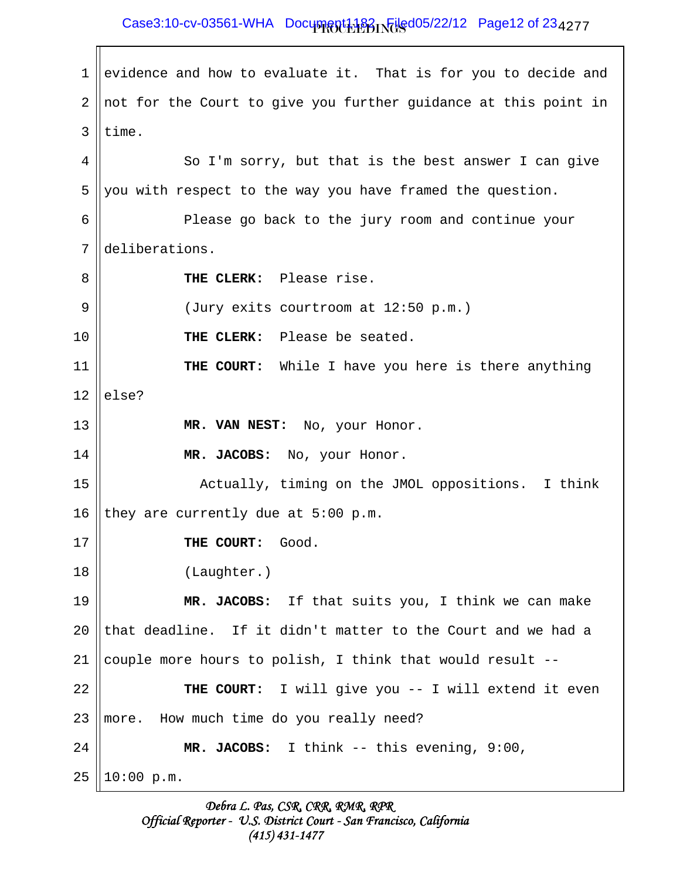evidence and how to evaluate it. That is for you to decide and not for the Court to give you further guidance at this point in time.

So I'm sorry, but that is the best answer I can give you with respect to the way you have framed the question.

Please go back to the jury room and continue your deliberations.

**THE CLERK:** Please rise.

(Jury exits courtroom at 12:50 p.m.)

**THE CLERK:** Please be seated.

**THE COURT:** While I have you here is there anything else?

**MR. VAN NEST:** No, your Honor.

**MR. JACOBS:** No, your Honor.

Actually, timing on the JMOL oppositions. I think they are currently due at 5:00 p.m.

**THE COURT:** Good.

(Laughter.)

**MR. JACOBS:** If that suits you, I think we can make that deadline. If it didn't matter to the Court and we had a couple more hours to polish, I think that would result --

**THE COURT:** I will give you -- I will extend it even more. How much time do you really need?

**MR. JACOBS:** I think -- this evening, 9:00, 10:00 p.m.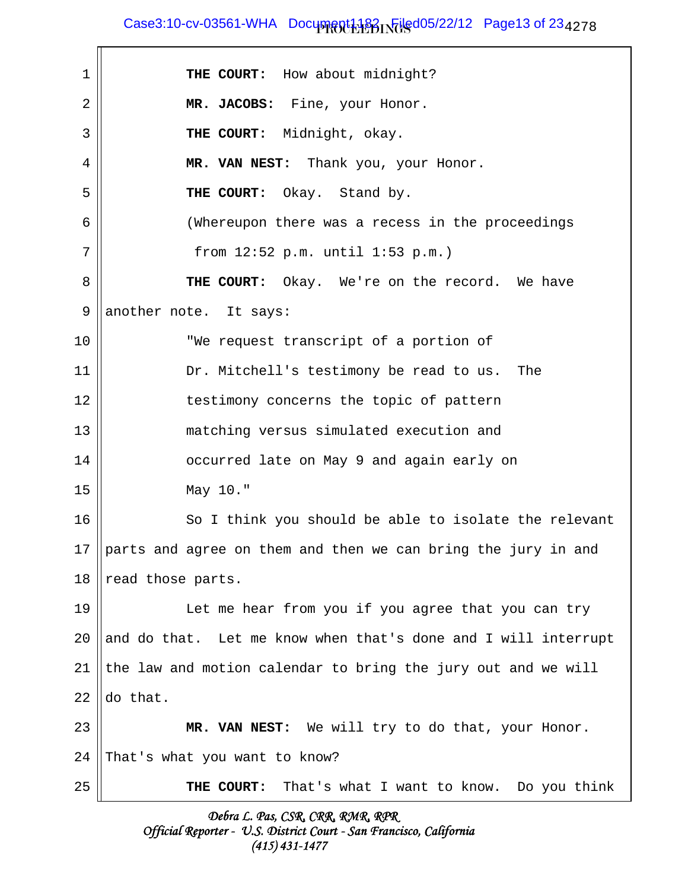**THE COURT:** How about midnight?

**MR. JACOBS:** Fine, your Honor.

**THE COURT:** Midnight, okay.

**MR. VAN NEST:** Thank you, your Honor.

**THE COURT:** Okay. Stand by.

(Whereupon there was a recess in the proceedings from 12:52 p.m. until 1:53 p.m.)

**THE COURT:** Okay. We're on the record. We have another note. It says:

"We request transcript of a portion of Dr. Mitchell's testimony be read to us. The testimony concerns the topic of pattern matching versus simulated execution and occurred late on May 9 and again early on May 10."

So I think you should be able to isolate the relevant parts and agree on them and then we can bring the jury in and read those parts.

Let me hear from you if you agree that you can try and do that. Let me know when that's done and I will interrupt the law and motion calendar to bring the jury out and we will do that.

**MR. VAN NEST:** We will try to do that, your Honor. That's what you want to know?

**THE COURT:** That's what I want to know. Do you think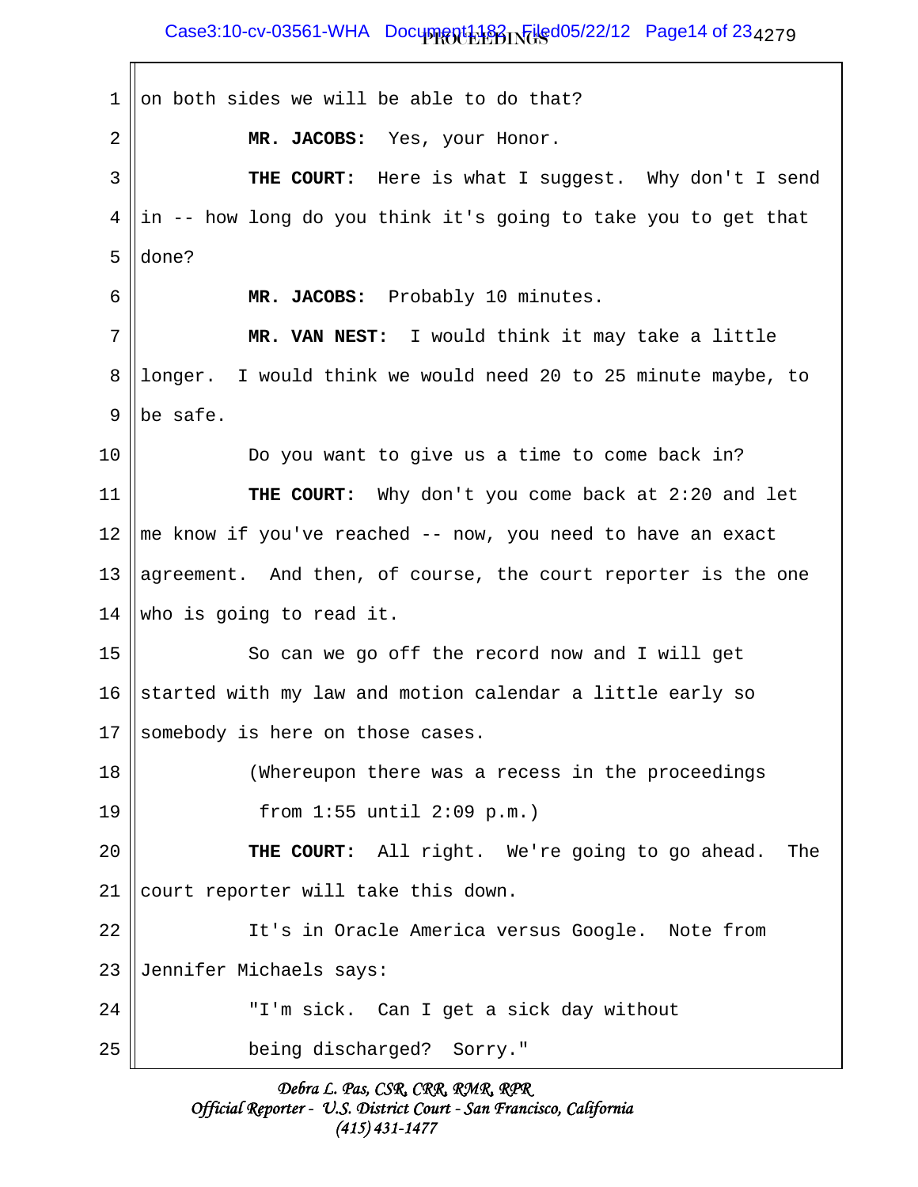on both sides we will be able to do that?

**MR. JACOBS:** Yes, your Honor.

**THE COURT:** Here is what I suggest. Why don't I send in -- how long do you think it's going to take you to get that done?

**MR. JACOBS:** Probably 10 minutes.

**MR. VAN NEST:** I would think it may take a little longer. I would think we would need 20 to 25 minute maybe, to be safe.

Do you want to give us a time to come back in?

**THE COURT:** Why don't you come back at 2:20 and let me know if you've reached -- now, you need to have an exact agreement. And then, of course, the court reporter is the one who is going to read it.

So can we go off the record now and I will get started with my law and motion calendar a little early so somebody is here on those cases.

(Whereupon there was a recess in the proceedings from 1:55 until 2:09 p.m.)

**THE COURT:** All right. We're going to go ahead. The court reporter will take this down.

It's in Oracle America versus Google. Note from Jennifer Michaels says:

"I'm sick. Can I get a sick day without being discharged? Sorry."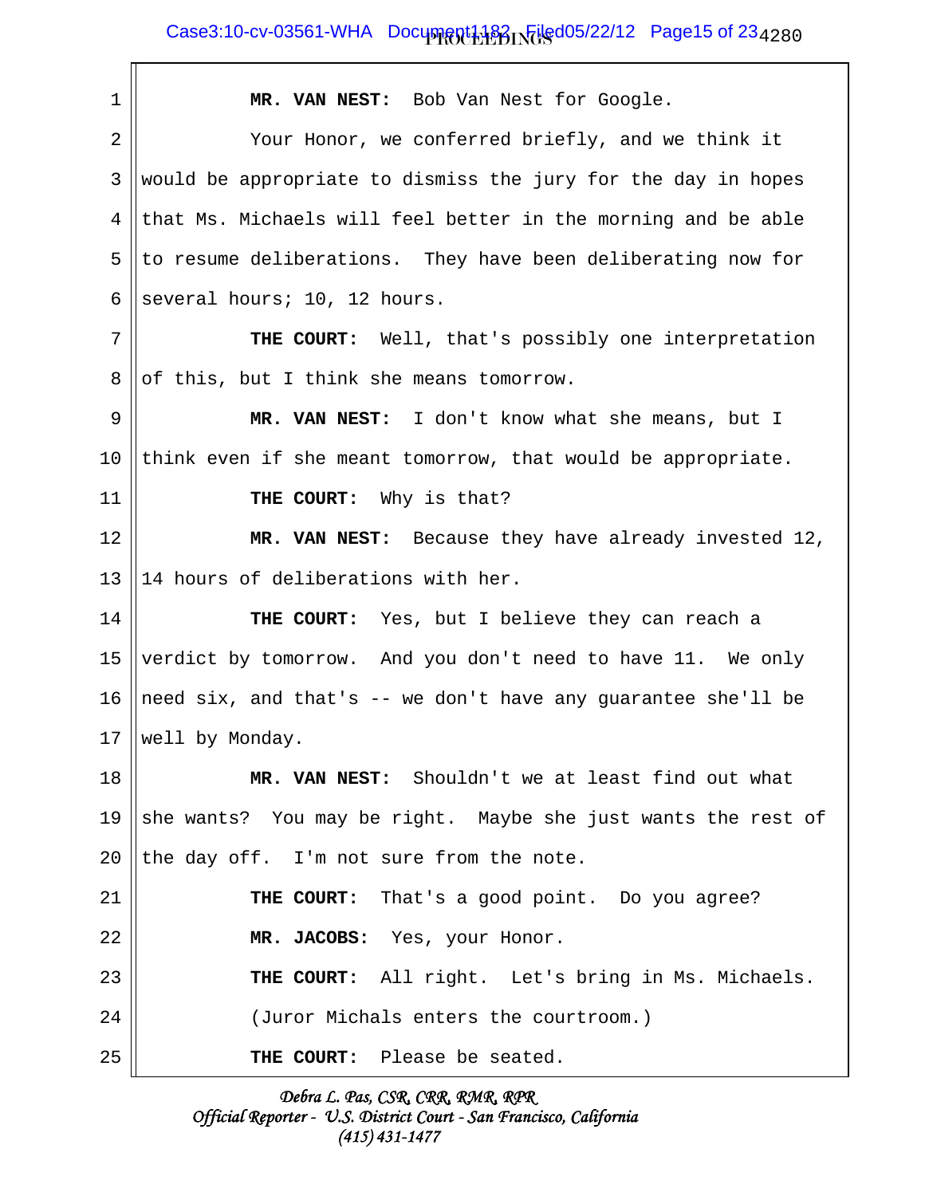1 **MR. VAN NEST:** Bob Van Nest for Google.

2 Your Honor, we conferred briefly, and we think it

3 would be appropriate to dismiss the jury for the day in hopes

4 that Ms. Michaels will feel better in the morning and be able

5 to resume deliberations. They have been deliberating now for

6 several hours; 10, 12 hours.

7 **THE COURT:** Well, that's possibly one interpretation

8 of this, but I think she means tomorrow.

9 **MR. VAN NEST:** I don't know what she means, but I

10 think even if she meant tomorrow, that would be appropriate.

11 **THE COURT:** Why is that?

12 **MR. VAN NEST:** Because they have already invested 12,

13 14 hours of deliberations with her.

14 **THE COURT:** Yes, but I believe they can reach a

15 verdict by tomorrow. And you don't need to have 11. We only

16 need six, and that's -- we don't have any guarantee she'll be

17 well by Monday.

18 **MR. VAN NEST:** Shouldn't we at least find out what

19 she wants? You may be right. Maybe she just wants the rest of

20 the day off. I'm not sure from the note.

21 **THE COURT:** That's a good point. Do you agree?

22 **MR. JACOBS:** Yes, your Honor.

23 **THE COURT:** All right. Let's bring in Ms. Michaels.

24 (Juror Michals enters the courtroom.)

25 **THE COURT:** Please be seated.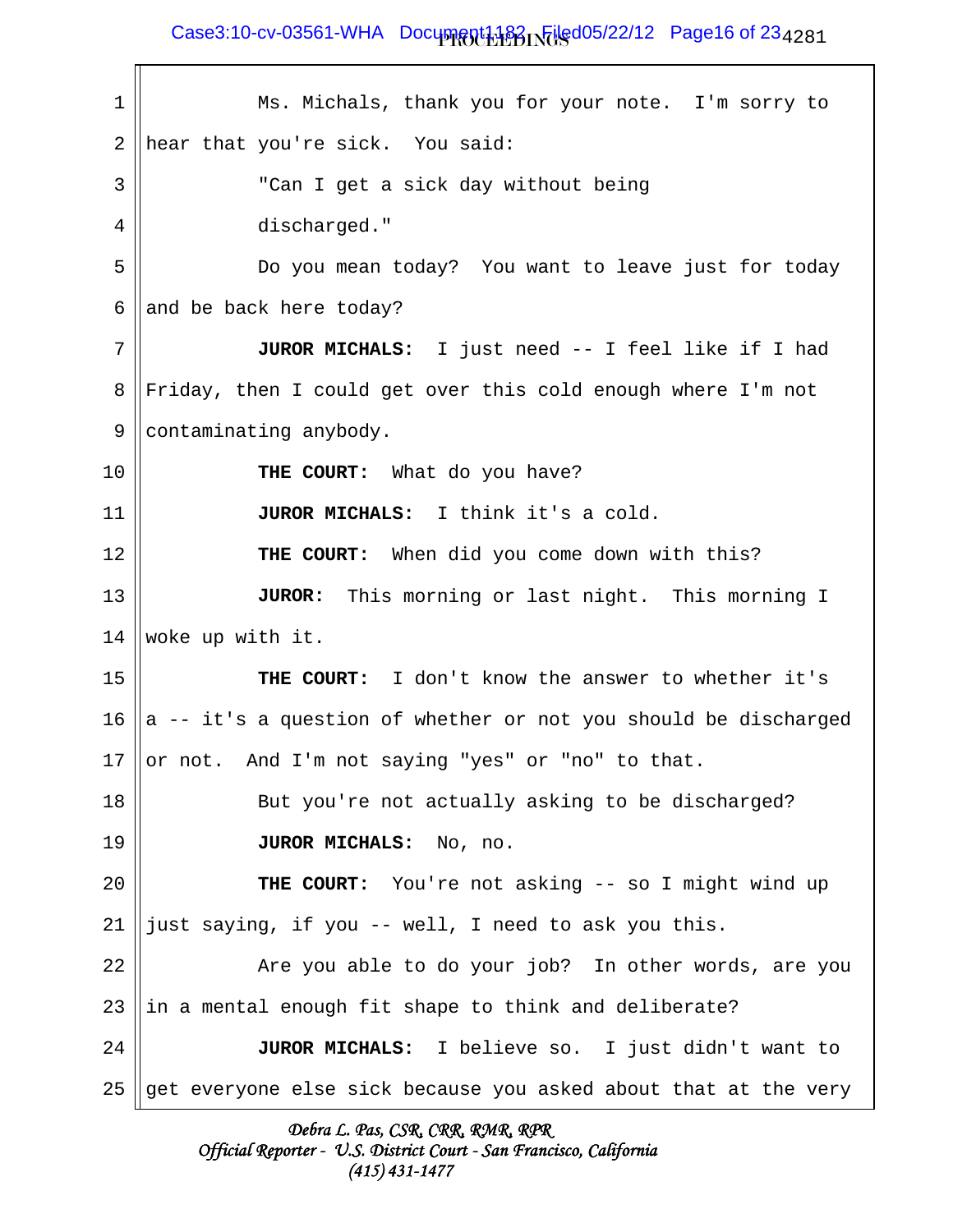Ms. Michals, thank you for your note. I'm sorry to hear that you're sick. You said:

"Can I get a sick day without being discharged."

Do you mean today? You want to leave just for today and be back here today?

**JUROR MICHALS:** I just need -- I feel like if I had Friday, then I could get over this cold enough where I'm not contaminating anybody.

**THE COURT:** What do you have?

**JUROR MICHALS:** I think it's a cold.

**THE COURT:** When did you come down with this?

**JUROR:** This morning or last night. This morning I woke up with it.

**THE COURT:** I don't know the answer to whether it's a -- it's a question of whether or not you should be discharged or not. And I'm not saying "yes" or "no" to that.

But you're not actually asking to be discharged?

**JUROR MICHALS:** No, no.

**THE COURT:** You're not asking -- so I might wind up just saying, if you -- well, I need to ask you this.

Are you able to do your job? In other words, are you in a mental enough fit shape to think and deliberate?

**JUROR MICHALS:** I believe so. I just didn't want to get everyone else sick because you asked about that at the very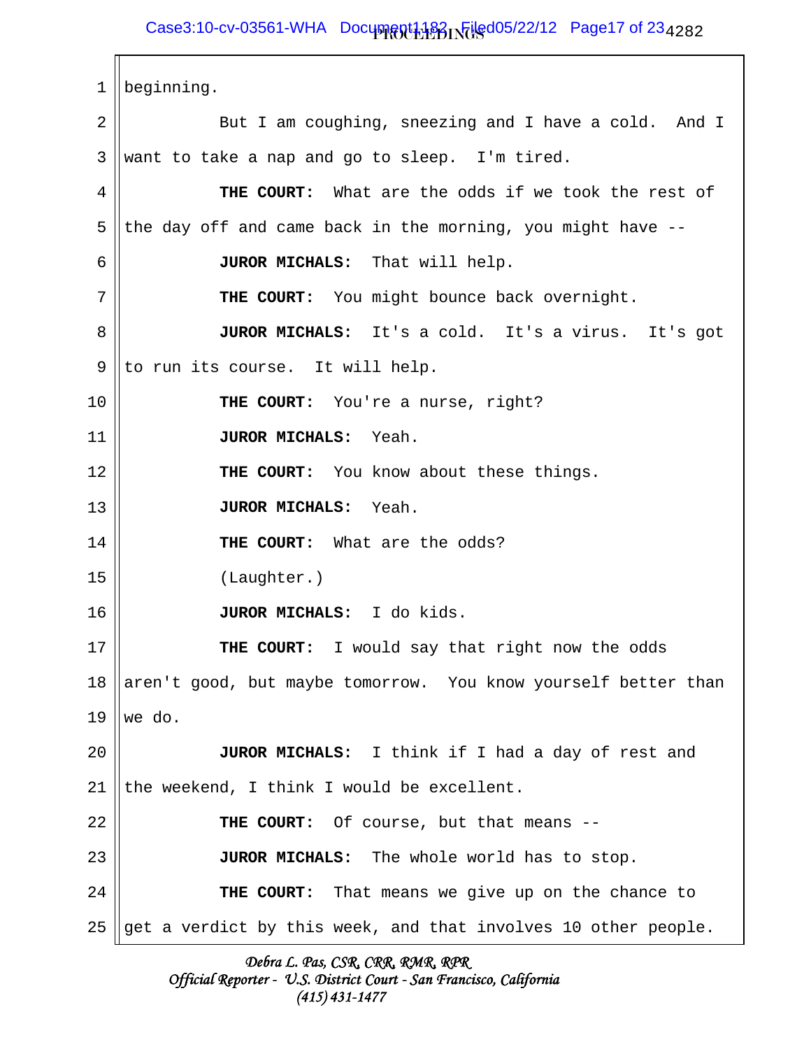beginning.

But I am coughing, sneezing and I have a cold. And I want to take a nap and go to sleep. I'm tired.

**THE COURT:** What are the odds if we took the rest of the day off and came back in the morning, you might have --

**JUROR MICHALS:** That will help.

**THE COURT:** You might bounce back overnight.

**JUROR MICHALS:** It's a cold. It's a virus. It's got to run its course. It will help.

**THE COURT:** You're a nurse, right?

**JUROR MICHALS:** Yeah.

**THE COURT:** You know about these things.

**JUROR MICHALS:** Yeah.

**THE COURT:** What are the odds?

(Laughter.)

**JUROR MICHALS:** I do kids.

**THE COURT:** I would say that right now the odds aren't good, but maybe tomorrow. You know yourself better than we do.

**JUROR MICHALS:** I think if I had a day of rest and the weekend, I think I would be excellent.

**THE COURT:** Of course, but that means --

**JUROR MICHALS:** The whole world has to stop.

**THE COURT:** That means we give up on the chance to get a verdict by this week, and that involves 10 other people.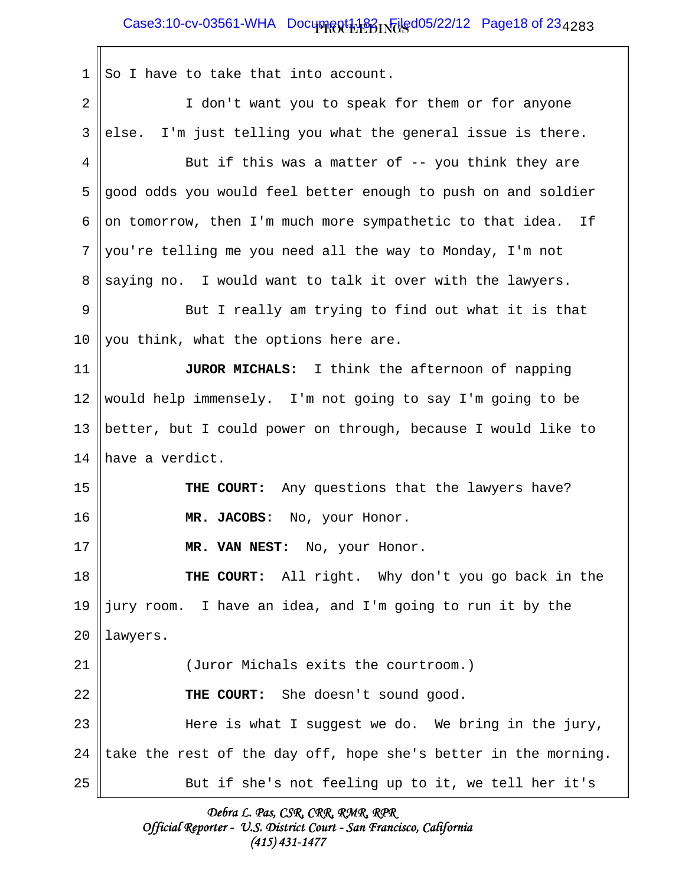So I have to take that into account.

I don't want you to speak for them or for anyone else. I'm just telling you what the general issue is there.

But if this was a matter of -- you think they are good odds you would feel better enough to push on and soldier on tomorrow, then I'm much more sympathetic to that idea. If you're telling me you need all the way to Monday, I'm not saying no. I would want to talk it over with the lawyers.

But I really am trying to find out what it is that you think, what the options here are.

**JUROR MICHALS:** I think the afternoon of napping would help immensely. I'm not going to say I'm going to be better, but I could power on through, because I would like to have a verdict.

**THE COURT:** Any questions that the lawyers have?

**MR. JACOBS:** No, your Honor.

**MR. VAN NEST:** No, your Honor.

**THE COURT:** All right. Why don't you go back in the jury room. I have an idea, and I'm going to run it by the lawyers.

(Juror Michals exits the courtroom.)

**THE COURT:** She doesn't sound good.

Here is what I suggest we do. We bring in the jury, take the rest of the day off, hope she's better in the morning.

But if she's not feeling up to it, we tell her it's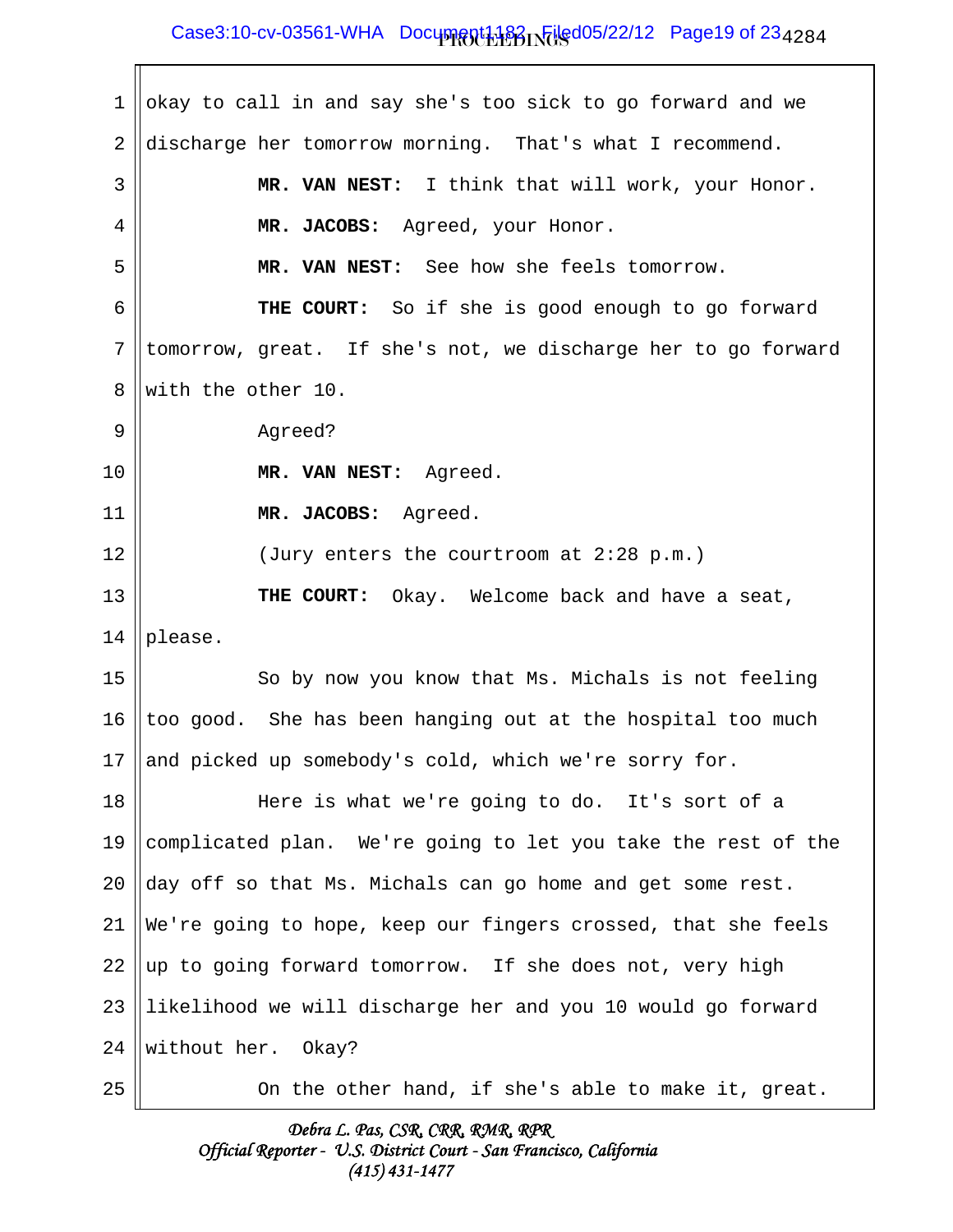okay to call in and say she's too sick to go forward and we discharge her tomorrow morning. That's what I recommend.

**MR. VAN NEST:** I think that will work, your Honor.

**MR. JACOBS:** Agreed, your Honor.

**MR. VAN NEST:** See how she feels tomorrow.

**THE COURT:** So if she is good enough to go forward tomorrow, great. If she's not, we discharge her to go forward with the other 10.

Agreed?

**MR. VAN NEST:** Agreed.

**MR. JACOBS:** Agreed.

(Jury enters the courtroom at 2:28 p.m.)

**THE COURT:** Okay. Welcome back and have a seat, please.

So by now you know that Ms. Michals is not feeling too good. She has been hanging out at the hospital too much and picked up somebody's cold, which we're sorry for.

Here is what we're going to do. It's sort of a complicated plan. We're going to let you take the rest of the day off so that Ms. Michals can go home and get some rest. We're going to hope, keep our fingers crossed, that she feels up to going forward tomorrow. If she does not, very high likelihood we will discharge her and you 10 would go forward without her. Okay?

On the other hand, if she's able to make it, great.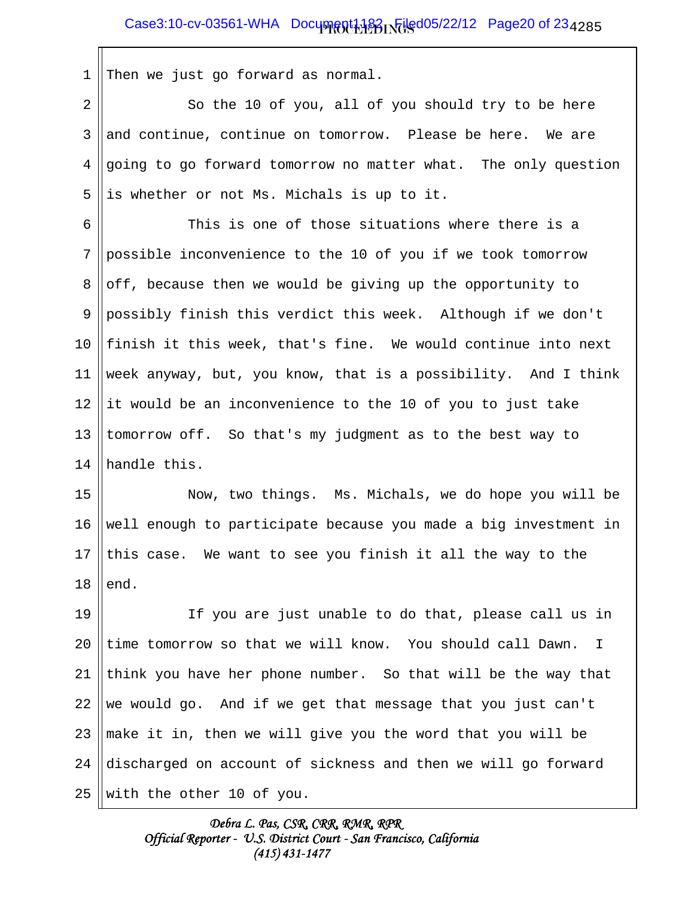Then we just go forward as normal.

So the 10 of you, all of you should try to be here and continue, continue on tomorrow. Please be here. We are going to go forward tomorrow no matter what. The only question is whether or not Ms. Michals is up to it.

This is one of those situations where there is a possible inconvenience to the 10 of you if we took tomorrow off, because then we would be giving up the opportunity to possibly finish this verdict this week. Although if we don't finish it this week, that's fine. We would continue into next week anyway, but, you know, that is a possibility. And I think it would be an inconvenience to the 10 of you to just take tomorrow off. So that's my judgment as to the best way to handle this.

Now, two things. Ms. Michals, we do hope you will be well enough to participate because you made a big investment in this case. We want to see you finish it all the way to the end.

If you are just unable to do that, please call us in time tomorrow so that we will know. You should call Dawn. I think you have her phone number. So that will be the way that we would go. And if we get that message that you just can't make it in, then we will give you the word that you will be discharged on account of sickness and then we will go forward with the other 10 of you.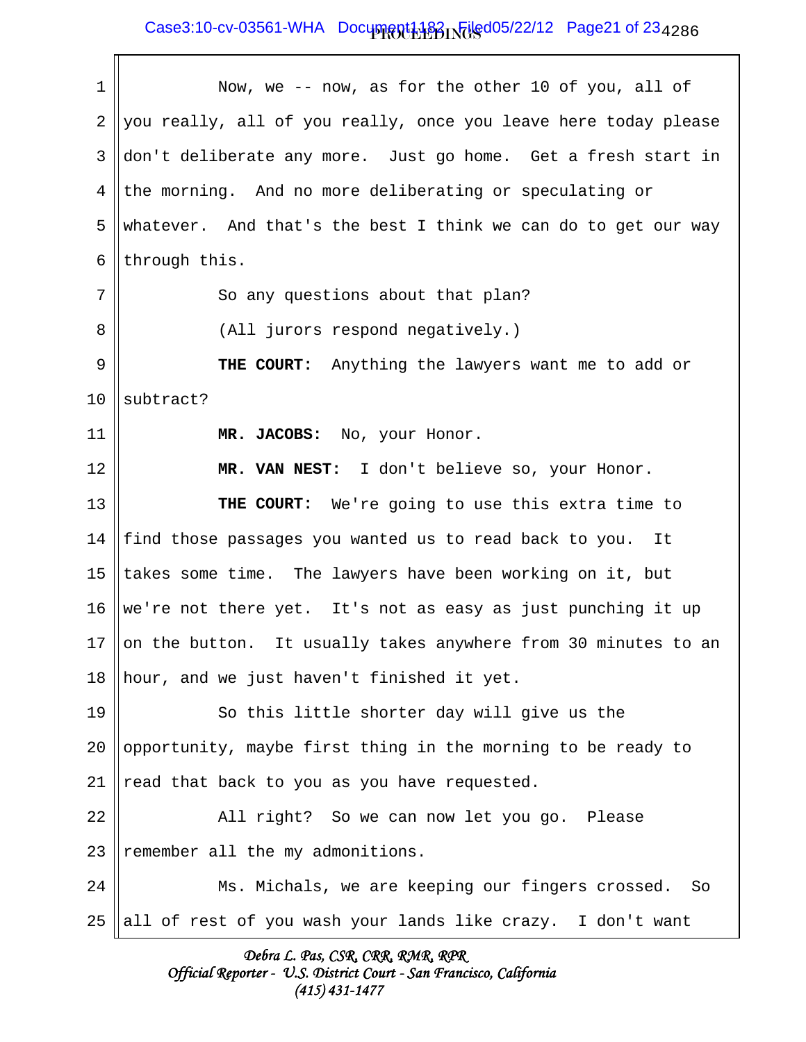Now, we -- now, as for the other 10 of you, all of you really, all of you really, once you leave here today please don't deliberate any more. Just go home. Get a fresh start in the morning. And no more deliberating or speculating or whatever. And that's the best I think we can do to get our way through this.

So any questions about that plan?

(All jurors respond negatively.)

**THE COURT:** Anything the lawyers want me to add or subtract?

**MR. JACOBS:** No, your Honor.

**MR. VAN NEST:** I don't believe so, your Honor.

**THE COURT:** We're going to use this extra time to find those passages you wanted us to read back to you. It takes some time. The lawyers have been working on it, but we're not there yet. It's not as easy as just punching it up on the button. It usually takes anywhere from 30 minutes to an hour, and we just haven't finished it yet.

So this little shorter day will give us the opportunity, maybe first thing in the morning to be ready to read that back to you as you have requested.

All right? So we can now let you go. Please remember all the my admonitions.

Ms. Michals, we are keeping our fingers crossed. So all of rest of you wash your lands like crazy. I don't want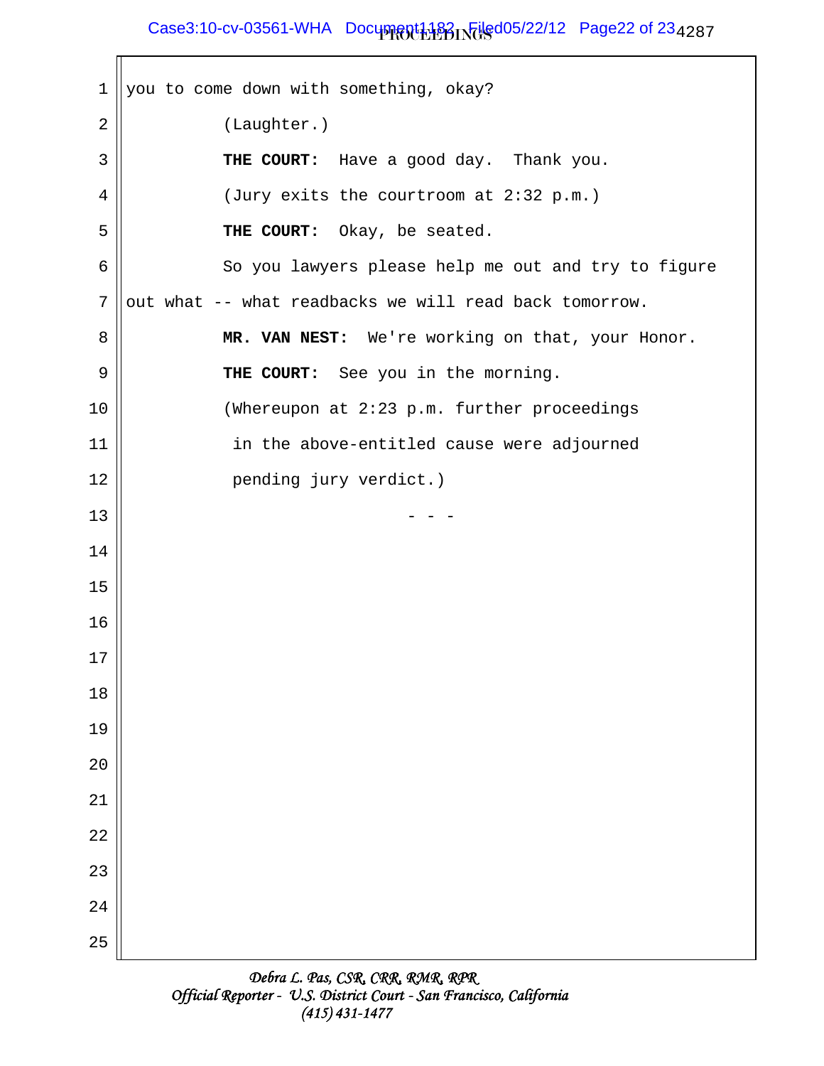you to come down with something, okay?

(Laughter.)

**THE COURT:** Have a good day. Thank you.

(Jury exits the courtroom at 2:32 p.m.)

**THE COURT:** Okay, be seated.

So you lawyers please help me out and try to figure out what -- what readbacks we will read back tomorrow.

**MR. VAN NEST:** We're working on that, your Honor.

**THE COURT:** See you in the morning.

(Whereupon at 2:23 p.m. further proceedings in the above-entitled cause were adjourned pending jury verdict.)

\- - -

*Debra L. Pas, CSR, CRR, RMR, RPR*
*Official Reporter - U.S. District Court - San Francisco, California*
*(415) 431-1477*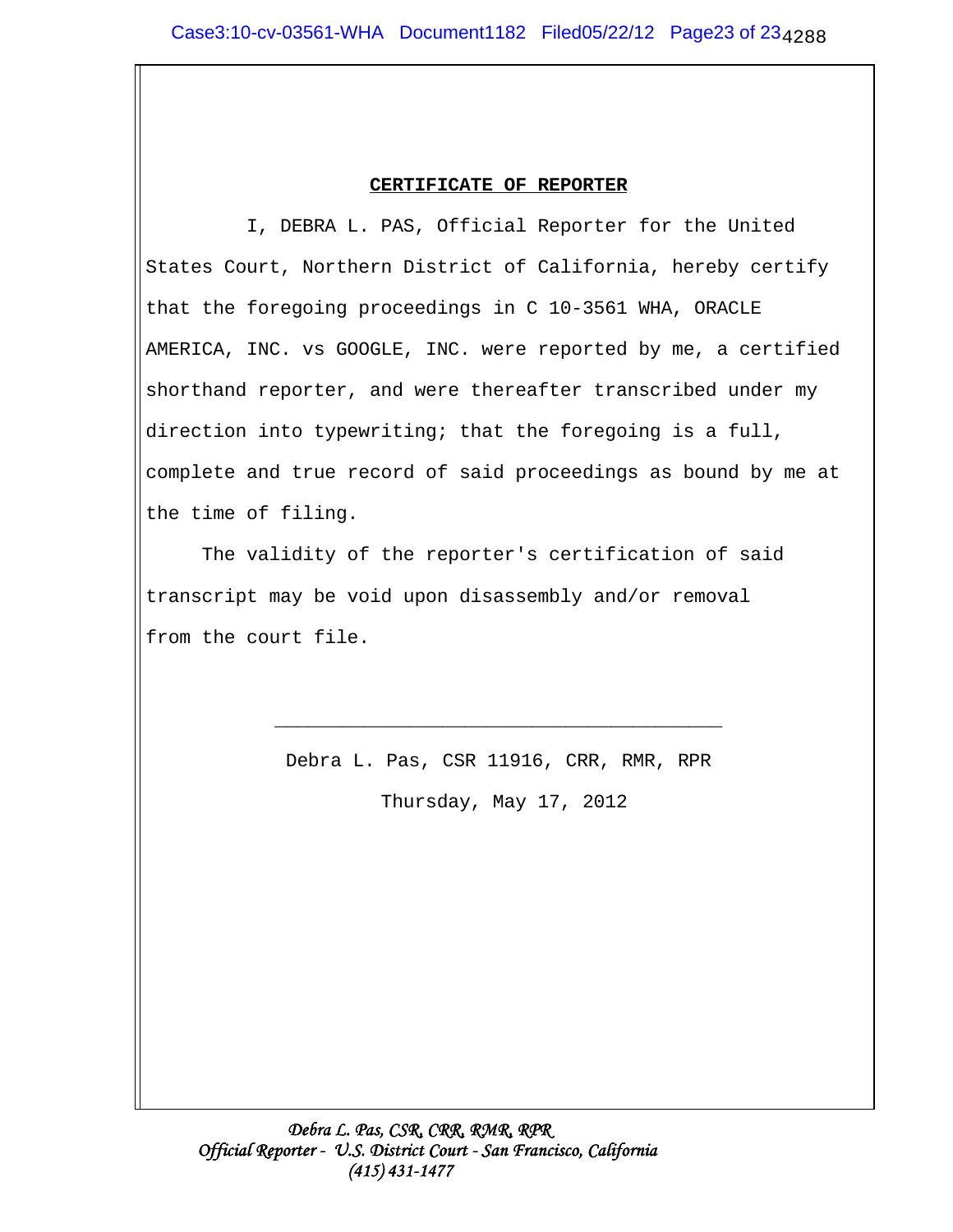**CERTIFICATE OF REPORTER**

I, DEBRA L. PAS, Official Reporter for the United States Court, Northern District of California, hereby certify that the foregoing proceedings in C 10-3561 WHA, ORACLE AMERICA, INC. vs GOOGLE, INC. were reported by me, a certified shorthand reporter, and were thereafter transcribed under my direction into typewriting; that the foregoing is a full, complete and true record of said proceedings as bound by me at the time of filing.

The validity of the reporter's certification of said transcript may be void upon disassembly and/or removal from the court file.

\_\_\_\_\_\_\_\_\_\_\_\_\_\_\_\_\_\_\_\_\_\_\_\_\_\_\_\_\_\_\_\_\_\_\_\_\_\_\_\_

Debra L. Pas, CSR 11916, CRR, RMR, RPR

Thursday, May 17, 2012